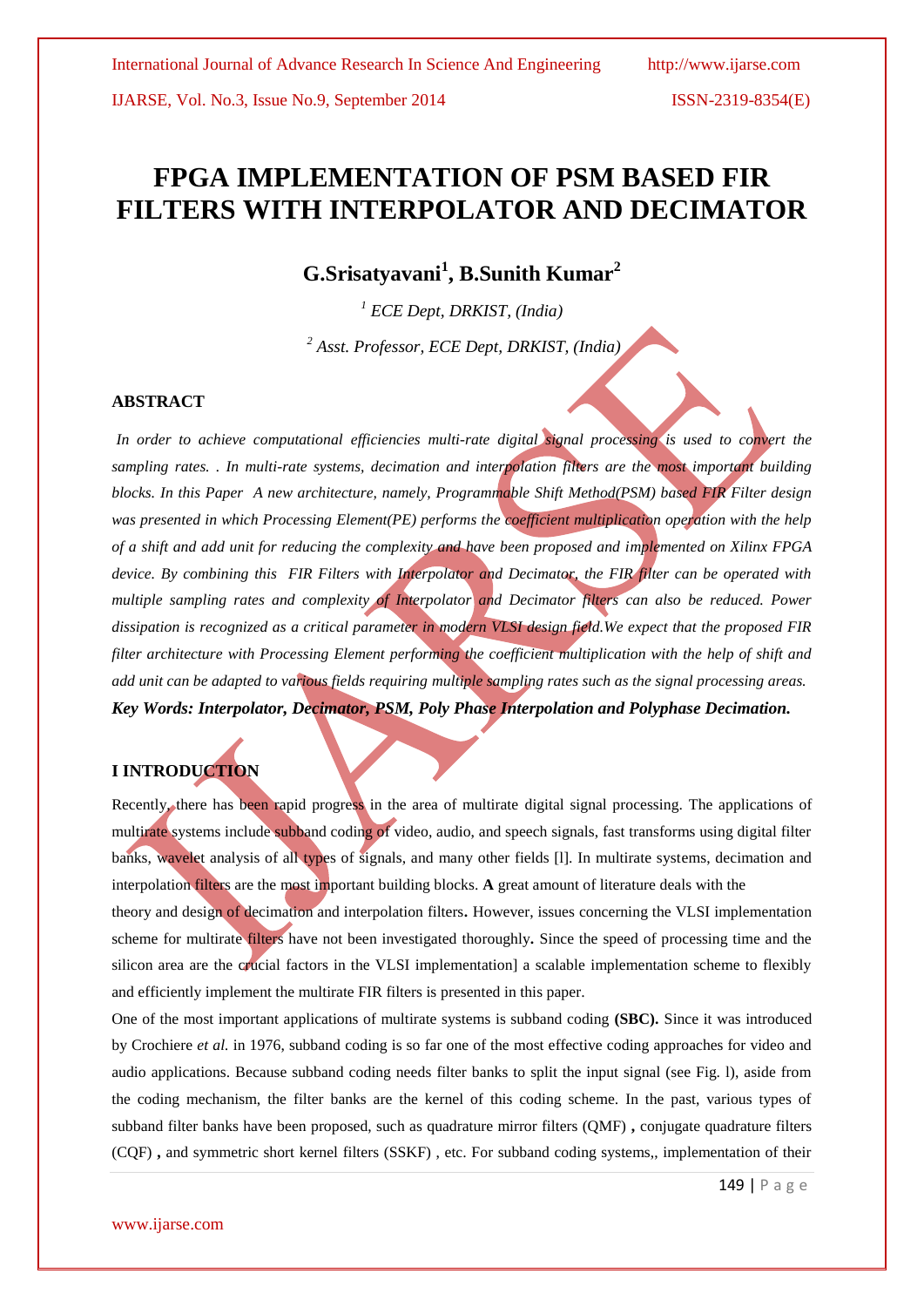# FPGA IMPLEMENTATION OF PSM BASED FIR FILTERS WITH INTERPOLATOR AND DECIMATOR

**G.Srisatyavani[1], B.Sunith Kumar[2]**

*[1] ECE Dept, DRKIST, (India)*

*[2] Asst. Professor, ECE Dept, DRKIST, (India)*

### ABSTRACT

*In order to achieve computational efficiencies multi-rate digital signal processing is used to convert the sampling rates. . In multi-rate systems, decimation and interpolation filters are the most important building blocks. In this Paper A new architecture, namely, Programmable Shift Method(PSM) based FIR Filter design was presented in which Processing Element(PE) performs the coefficient multiplication operation with the help of a shift and add unit for reducing the complexity and have been proposed and implemented on Xilinx FPGA device. By combining this FIR Filters with Interpolator and Decimator, the FIR filter can be operated with multiple sampling rates and complexity of Interpolator and Decimator filters can also be reduced. Power dissipation is recognized as a critical parameter in modern VLSI design field.We expect that the proposed FIR filter architecture with Processing Element performing the coefficient multiplication with the help of shift and add unit can be adapted to various fields requiring multiple sampling rates such as the signal processing areas.*

***Key Words: Interpolator, Decimator, PSM, Poly Phase Interpolation and Polyphase Decimation.***

## I INTRODUCTION

Recently, there has been rapid progress in the area of multirate digital signal processing. The applications of multirate systems include subband coding of video, audio, and speech signals, fast transforms using digital filter banks, wavelet analysis of all types of signals, and many other fields [l]. In multirate systems, decimation and interpolation filters are the most important building blocks. **A** great amount of literature deals with the theory and design of decimation and interpolation filters**.** However, issues concerning the VLSI implementation scheme for multirate filters have not been investigated thoroughly**.** Since the speed of processing time and the silicon area are the crucial factors in the VLSI implementation] a scalable implementation scheme to flexibly and efficiently implement the multirate FIR filters is presented in this paper.

One of the most important applications of multirate systems is subband coding **(SBC).** Since it was introduced by Crochiere *et al.* in 1976, subband coding is so far one of the most effective coding approaches for video and audio applications. Because subband coding needs filter banks to split the input signal (see Fig. l), aside from the coding mechanism, the filter banks are the kernel of this coding scheme. In the past, various types of subband filter banks have been proposed, such as quadrature mirror filters (QMF) **,** conjugate quadrature filters (CQF) **,** and symmetric short kernel filters (SSKF) , etc. For subband coding systems,, implementation of their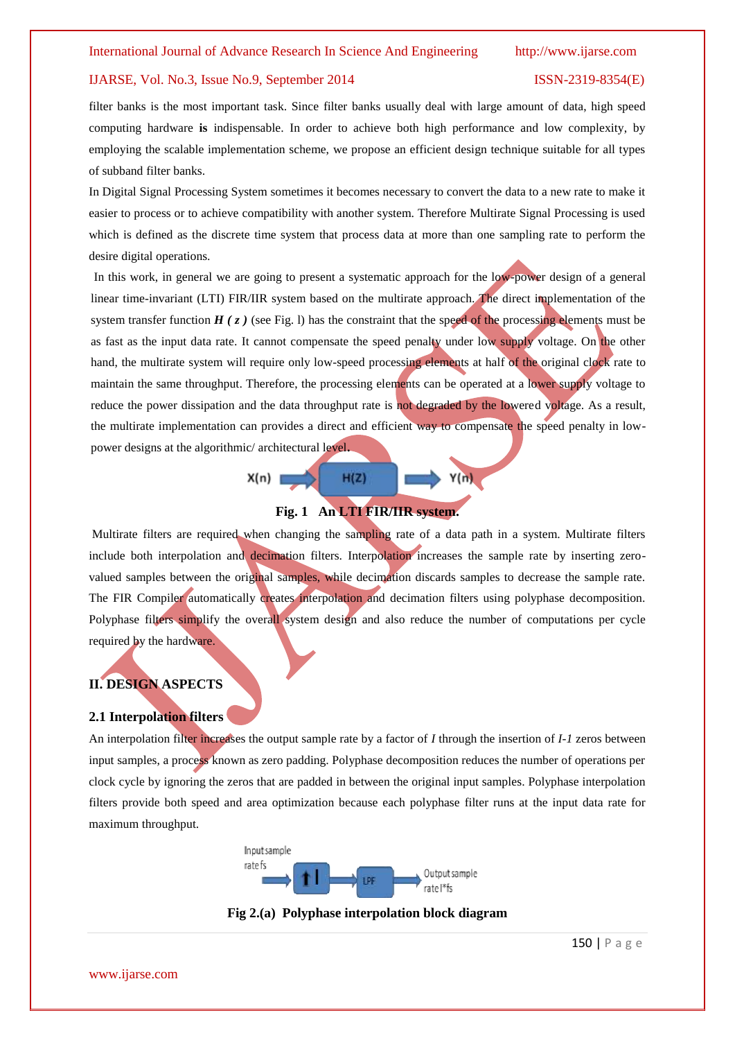filter banks is the most important task. Since filter banks usually deal with large amount of data, high speed computing hardware **is** indispensable. In order to achieve both high performance and low complexity, by employing the scalable implementation scheme, we propose an efficient design technique suitable for all types of subband filter banks.

In Digital Signal Processing System sometimes it becomes necessary to convert the data to a new rate to make it easier to process or to achieve compatibility with another system. Therefore Multirate Signal Processing is used which is defined as the discrete time system that process data at more than one sampling rate to perform the desire digital operations.

In this work, in general we are going to present a systematic approach for the low-power design of a general linear time-invariant (LTI) FIR/IIR system based on the multirate approach. The direct implementation of the system transfer function ***H ( z )*** (see Fig. l) has the constraint that the speed of the processing elements must be as fast as the input data rate. It cannot compensate the speed penalty under low supply voltage. On the other hand, the multirate system will require only low-speed processing elements at half of the original clock rate to maintain the same throughput. Therefore, the processing elements can be operated at a lower supply voltage to reduce the power dissipation and the data throughput rate is not degraded by the lowered voltage. As a result, the multirate implementation can provides a direct and efficient way to compensate the speed penalty in low-power designs at the algorithmic/ architectural level.

X(n) → H(Z) → Y(n)

**Fig. 1 An LTI FIR/IIR system.**

Multirate filters are required when changing the sampling rate of a data path in a system. Multirate filters include both interpolation and decimation filters. Interpolation increases the sample rate by inserting zero-valued samples between the original samples, while decimation discards samples to decrease the sample rate. The FIR Compiler automatically creates interpolation and decimation filters using polyphase decomposition. Polyphase filters simplify the overall system design and also reduce the number of computations per cycle required by the hardware.

## II. DESIGN ASPECTS

### 2.1 Interpolation filters

An interpolation filter increases the output sample rate by a factor of *I* through the insertion of *I-1* zeros between input samples, a process known as zero padding. Polyphase decomposition reduces the number of operations per clock cycle by ignoring the zeros that are padded in between the original input samples. Polyphase interpolation filters provide both speed and area optimization because each polyphase filter runs at the input data rate for maximum throughput.

Input sample rate fs → ↑I → LPF → Output sample rate I*fs

**Fig 2.(a) Polyphase interpolation block diagram**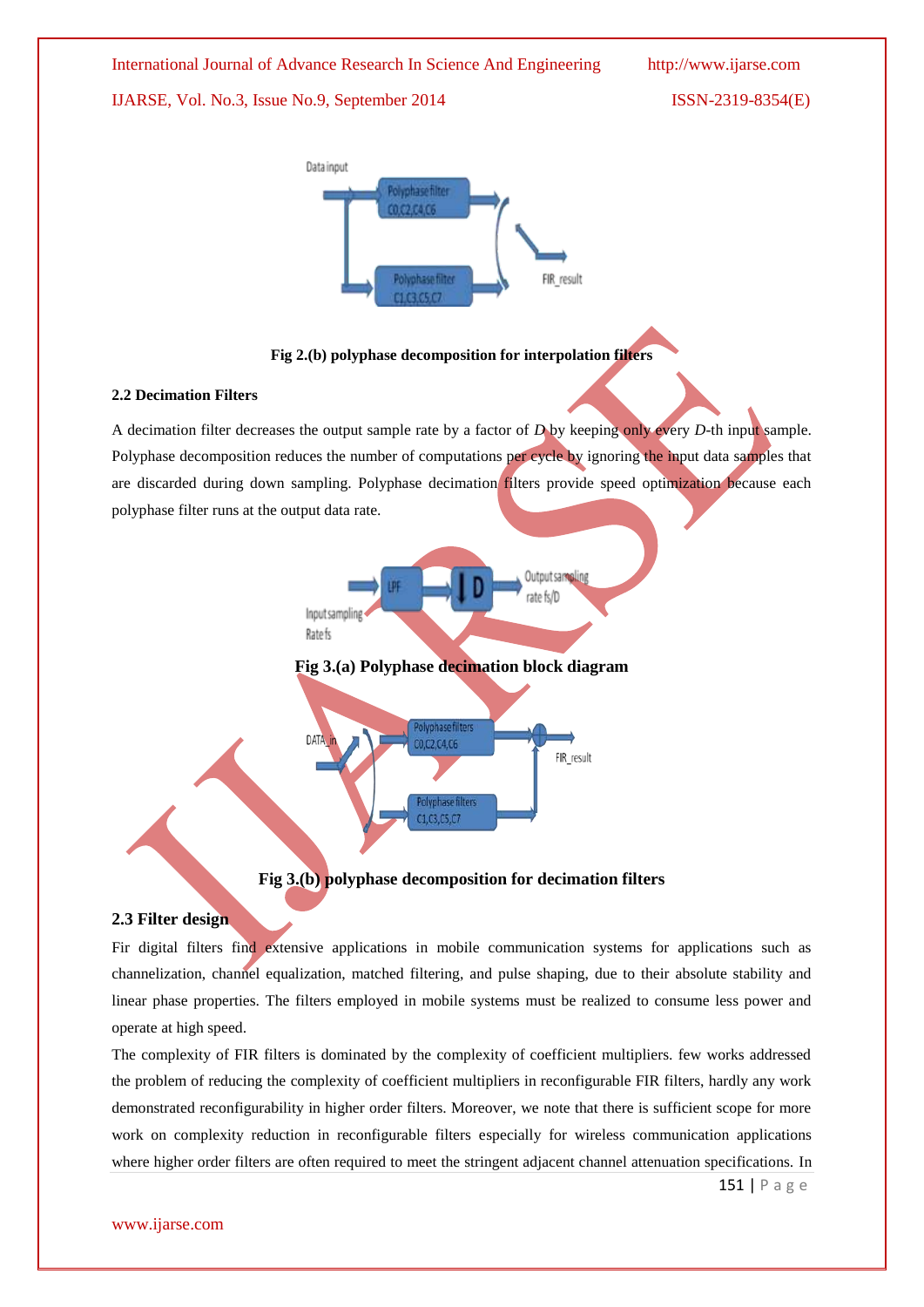Fig 2.(b) polyphase decomposition for interpolation filters

### 2.2 Decimation Filters

A decimation filter decreases the output sample rate by a factor of *D* by keeping only every *D*-th input sample. Polyphase decomposition reduces the number of computations per cycle by ignoring the input data samples that are discarded during down sampling. Polyphase decimation filters provide speed optimization because each polyphase filter runs at the output data rate.

Fig 3.(a) Polyphase decimation block diagram

Fig 3.(b) polyphase decomposition for decimation filters

### 2.3 Filter design

Fir digital filters find extensive applications in mobile communication systems for applications such as channelization, channel equalization, matched filtering, and pulse shaping, due to their absolute stability and linear phase properties. The filters employed in mobile systems must be realized to consume less power and operate at high speed.

The complexity of FIR filters is dominated by the complexity of coefficient multipliers. few works addressed the problem of reducing the complexity of coefficient multipliers in reconfigurable FIR filters, hardly any work demonstrated reconfigurability in higher order filters. Moreover, we note that there is sufficient scope for more work on complexity reduction in reconfigurable filters especially for wireless communication applications where higher order filters are often required to meet the stringent adjacent channel attenuation specifications. In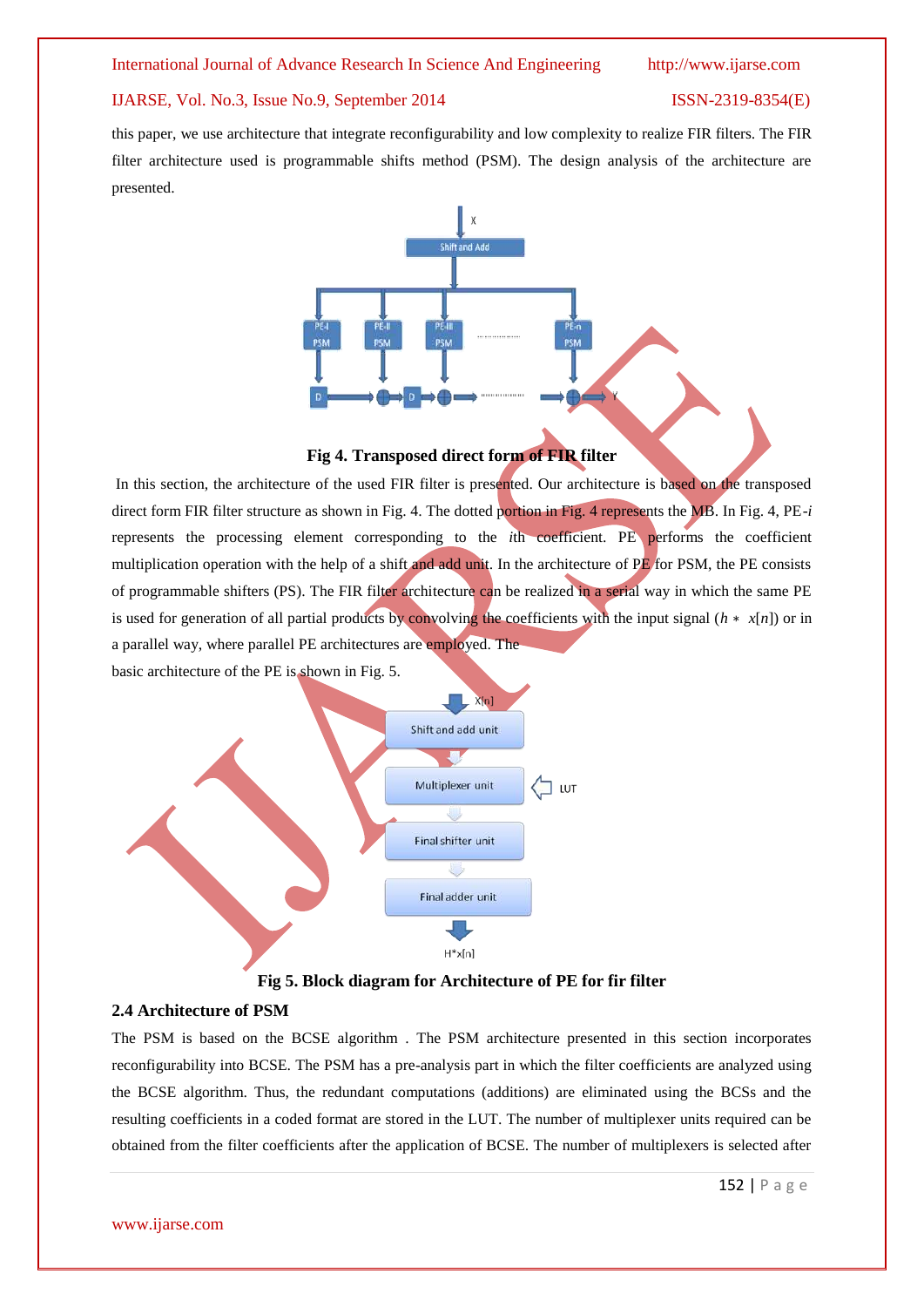this paper, we use architecture that integrate reconfigurability and low complexity to realize FIR filters. The FIR filter architecture used is programmable shifts method (PSM). The design analysis of the architecture are presented.

**Fig 4. Transposed direct form of FIR filter**

In this section, the architecture of the used FIR filter is presented. Our architecture is based on the transposed direct form FIR filter structure as shown in Fig. 4. The dotted portion in Fig. 4 represents the MB. In Fig. 4, PE-*i* represents the processing element corresponding to the *i*th coefficient. PE performs the coefficient multiplication operation with the help of a shift and add unit. In the architecture of PE for PSM, the PE consists of programmable shifters (PS). The FIR filter architecture can be realized in a serial way in which the same PE is used for generation of all partial products by convolving the coefficients with the input signal ($h * x[n]$) or in a parallel way, where parallel PE architectures are employed. The basic architecture of the PE is shown in Fig. 5.

**Fig 5. Block diagram for Architecture of PE for fir filter**

### 2.4 Architecture of PSM

The PSM is based on the BCSE algorithm . The PSM architecture presented in this section incorporates reconfigurability into BCSE. The PSM has a pre-analysis part in which the filter coefficients are analyzed using the BCSE algorithm. Thus, the redundant computations (additions) are eliminated using the BCSs and the resulting coefficients in a coded format are stored in the LUT. The number of multiplexer units required can be obtained from the filter coefficients after the application of BCSE. The number of multiplexers is selected after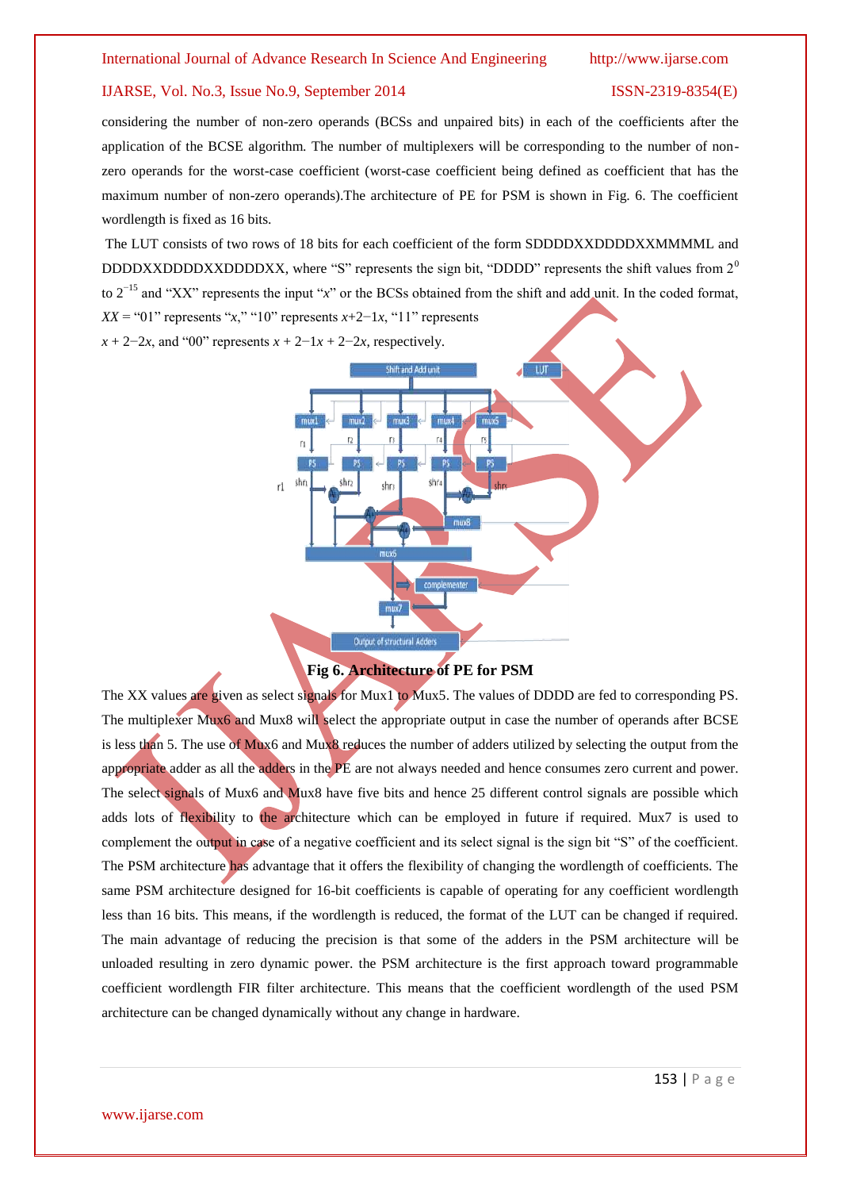considering the number of non-zero operands (BCSs and unpaired bits) in each of the coefficients after the application of the BCSE algorithm. The number of multiplexers will be corresponding to the number of non-zero operands for the worst-case coefficient (worst-case coefficient being defined as coefficient that has the maximum number of non-zero operands).The architecture of PE for PSM is shown in Fig. 6. The coefficient wordlength is fixed as 16 bits.

The LUT consists of two rows of 18 bits for each coefficient of the form SDDDDXXDDDDXXMMMML and DDDDXXDDDDXXDDDDXX, where "S" represents the sign bit, "DDDD" represents the shift values from $2^0$ to $2^{-15}$ and "XX" represents the input "$x$" or the BCSs obtained from the shift and add unit. In the coded format, $XX$ = "01" represents "$x$," "10" represents $x+2-1x$, "11" represents $x + 2-2x$, and "00" represents $x + 2-1x + 2-2x$, respectively.

**Fig 6. Architecture of PE for PSM**

The XX values are given as select signals for Mux1 to Mux5. The values of DDDD are fed to corresponding PS. The multiplexer Mux6 and Mux8 will select the appropriate output in case the number of operands after BCSE is less than 5. The use of Mux6 and Mux8 reduces the number of adders utilized by selecting the output from the appropriate adder as all the adders in the PE are not always needed and hence consumes zero current and power. The select signals of Mux6 and Mux8 have five bits and hence 25 different control signals are possible which adds lots of flexibility to the architecture which can be employed in future if required. Mux7 is used to complement the output in case of a negative coefficient and its select signal is the sign bit "S" of the coefficient. The PSM architecture has advantage that it offers the flexibility of changing the wordlength of coefficients. The same PSM architecture designed for 16-bit coefficients is capable of operating for any coefficient wordlength less than 16 bits. This means, if the wordlength is reduced, the format of the LUT can be changed if required. The main advantage of reducing the precision is that some of the adders in the PSM architecture will be unloaded resulting in zero dynamic power. the PSM architecture is the first approach toward programmable coefficient wordlength FIR filter architecture. This means that the coefficient wordlength of the used PSM architecture can be changed dynamically without any change in hardware.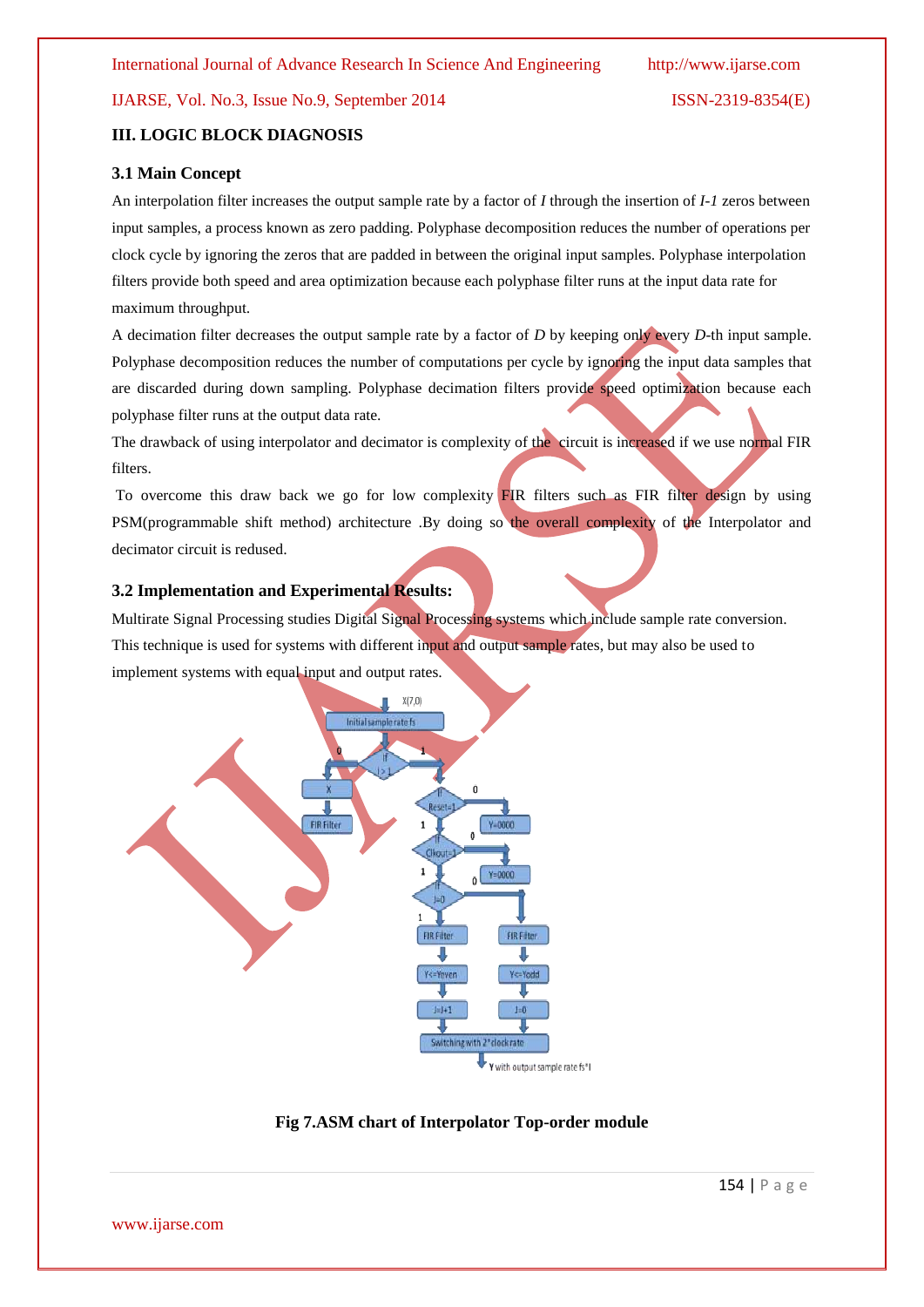### III. LOGIC BLOCK DIAGNOSIS

#### 3.1 Main Concept

An interpolation filter increases the output sample rate by a factor of *I* through the insertion of *I-1* zeros between input samples, a process known as zero padding. Polyphase decomposition reduces the number of operations per clock cycle by ignoring the zeros that are padded in between the original input samples. Polyphase interpolation filters provide both speed and area optimization because each polyphase filter runs at the input data rate for maximum throughput.

A decimation filter decreases the output sample rate by a factor of *D* by keeping only every *D*-th input sample. Polyphase decomposition reduces the number of computations per cycle by ignoring the input data samples that are discarded during down sampling. Polyphase decimation filters provide speed optimization because each polyphase filter runs at the output data rate.

The drawback of using interpolator and decimator is complexity of the circuit is increased if we use normal FIR filters.

To overcome this draw back we go for low complexity FIR filters such as FIR filter design by using PSM(programmable shift method) architecture .By doing so the overall complexity of the Interpolator and decimator circuit is redused.

#### 3.2 Implementation and Experimental Results:

Multirate Signal Processing studies Digital Signal Processing systems which include sample rate conversion. This technique is used for systems with different input and output sample rates, but may also be used to implement systems with equal input and output rates.

**Fig 7.ASM chart of Interpolator Top-order module**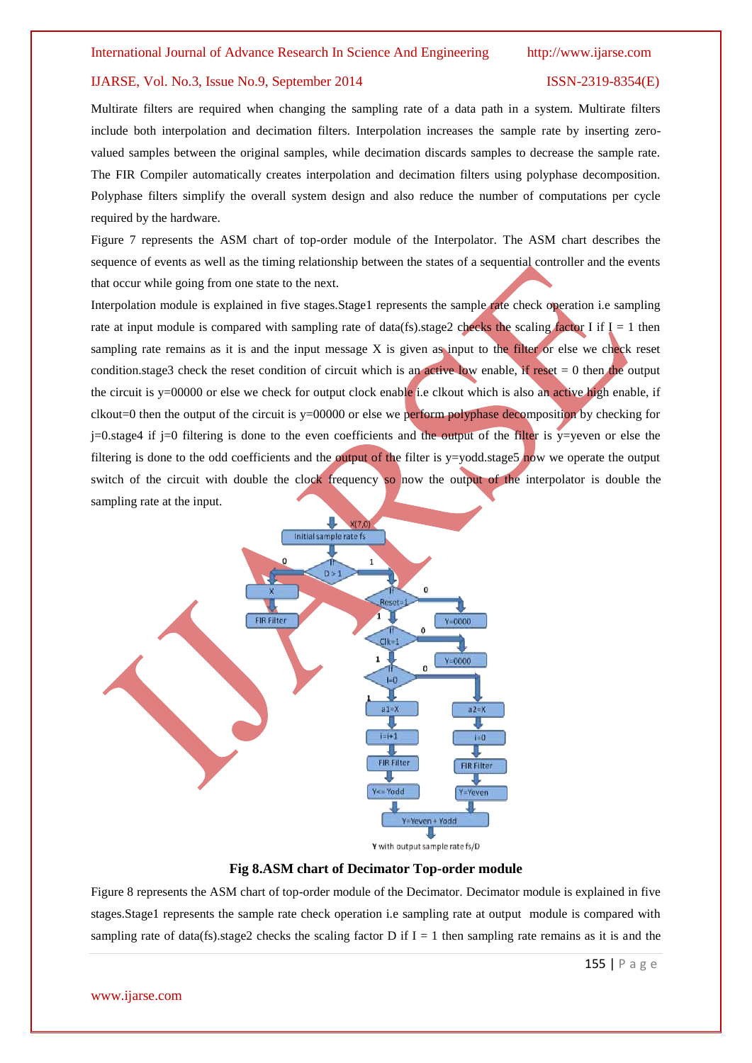Multirate filters are required when changing the sampling rate of a data path in a system. Multirate filters include both interpolation and decimation filters. Interpolation increases the sample rate by inserting zero-valued samples between the original samples, while decimation discards samples to decrease the sample rate. The FIR Compiler automatically creates interpolation and decimation filters using polyphase decomposition. Polyphase filters simplify the overall system design and also reduce the number of computations per cycle required by the hardware.

Figure 7 represents the ASM chart of top-order module of the Interpolator. The ASM chart describes the sequence of events as well as the timing relationship between the states of a sequential controller and the events that occur while going from one state to the next.

Interpolation module is explained in five stages.Stage1 represents the sample rate check operation i.e sampling rate at input module is compared with sampling rate of data(fs).stage2 checks the scaling factor I if I = 1 then sampling rate remains as it is and the input message X is given as input to the filter or else we check reset condition.stage3 check the reset condition of circuit which is an active low enable, if reset = 0 then the output the circuit is y=00000 or else we check for output clock enable i.e clkout which is also an active high enable, if clkout=0 then the output of the circuit is y=00000 or else we perform polyphase decomposition by checking for j=0.stage4 if j=0 filtering is done to the even coefficients and the output of the filter is y=yeven or else the filtering is done to the odd coefficients and the output of the filter is y=yodd.stage5 now we operate the output switch of the circuit with double the clock frequency so now the output of the interpolator is double the sampling rate at the input.

**Fig 8.ASM chart of Decimator Top-order module**

Figure 8 represents the ASM chart of top-order module of the Decimator. Decimator module is explained in five stages.Stage1 represents the sample rate check operation i.e sampling rate at output module is compared with sampling rate of data(fs).stage2 checks the scaling factor D if I = 1 then sampling rate remains as it is and the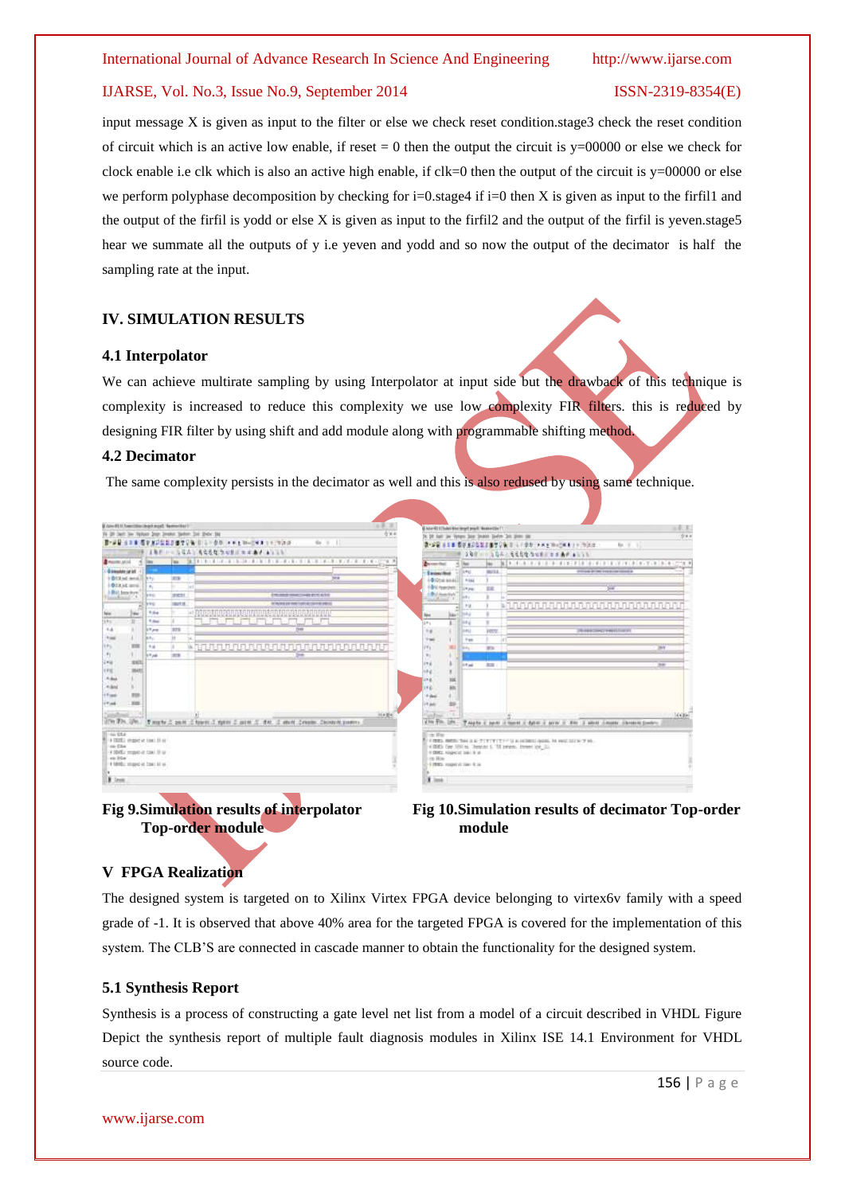input message X is given as input to the filter or else we check reset condition.stage3 check the reset condition of circuit which is an active low enable, if reset = 0 then the output the circuit is y=00000 or else we check for clock enable i.e clk which is also an active high enable, if clk=0 then the output of the circuit is y=00000 or else we perform polyphase decomposition by checking for i=0.stage4 if i=0 then X is given as input to the firfil1 and the output of the firfil is yodd or else X is given as input to the firfil2 and the output of the firfil is yeven.stage5 hear we summate all the outputs of y i.e yeven and yodd and so now the output of the decimator is half the sampling rate at the input.

## IV. SIMULATION RESULTS

### 4.1 Interpolator

We can achieve multirate sampling by using Interpolator at input side but the drawback of this technique is complexity is increased to reduce this complexity we use low complexity FIR filters. this is reduced by designing FIR filter by using shift and add module along with programmable shifting method.

### 4.2 Decimator

The same complexity persists in the decimator as well and this is also redused by using same technique.

**Fig 9.Simulation results of interpolator Top-order module**

**Fig 10.Simulation results of decimator Top-order module**

## V FPGA Realization

The designed system is targeted on to Xilinx Virtex FPGA device belonging to virtex6v family with a speed grade of -1. It is observed that above 40% area for the targeted FPGA is covered for the implementation of this system. The CLB'S are connected in cascade manner to obtain the functionality for the designed system.

### 5.1 Synthesis Report

Synthesis is a process of constructing a gate level net list from a model of a circuit described in VHDL Figure Depict the synthesis report of multiple fault diagnosis modules in Xilinx ISE 14.1 Environment for VHDL source code.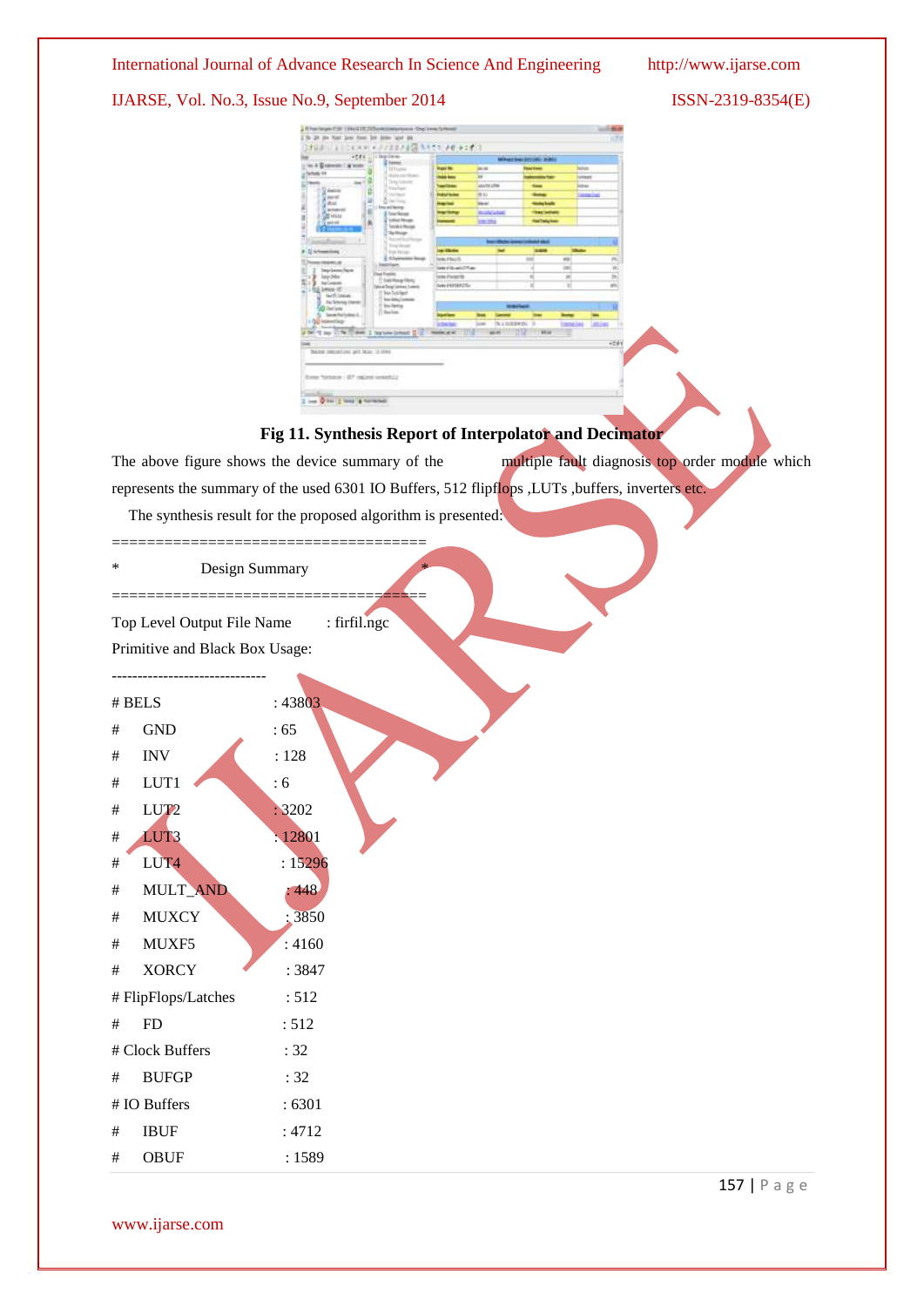**Fig 11. Synthesis Report of Interpolator and Decimator**

The above figure shows the device summary of the multiple fault diagnosis top order module which represents the summary of the used 6301 IO Buffers, 512 flipflops ,LUTs ,buffers, inverters etc.

The synthesis result for the proposed algorithm is presented:

```
===================================
*            Design Summary           *
===================================
Top Level Output File Name      : firfil.ngc
Primitive and Black Box Usage:
------------------------------
# BELS                  : 43803
#      GND              : 65
#      INV              : 128
#      LUT1             : 6
#      LUT2             : 3202
#      LUT3             : 12801
#      LUT4             : 15296
#      MULT_AND         : 448
#      MUXCY            : 3850
#      MUXF5            : 4160
#      XORCY            : 3847
# FlipFlops/Latches     : 512
#      FD               : 512
# Clock Buffers         : 32
#      BUFGP            : 32
# IO Buffers            : 6301
#      IBUF             : 4712
#      OBUF             : 1589
```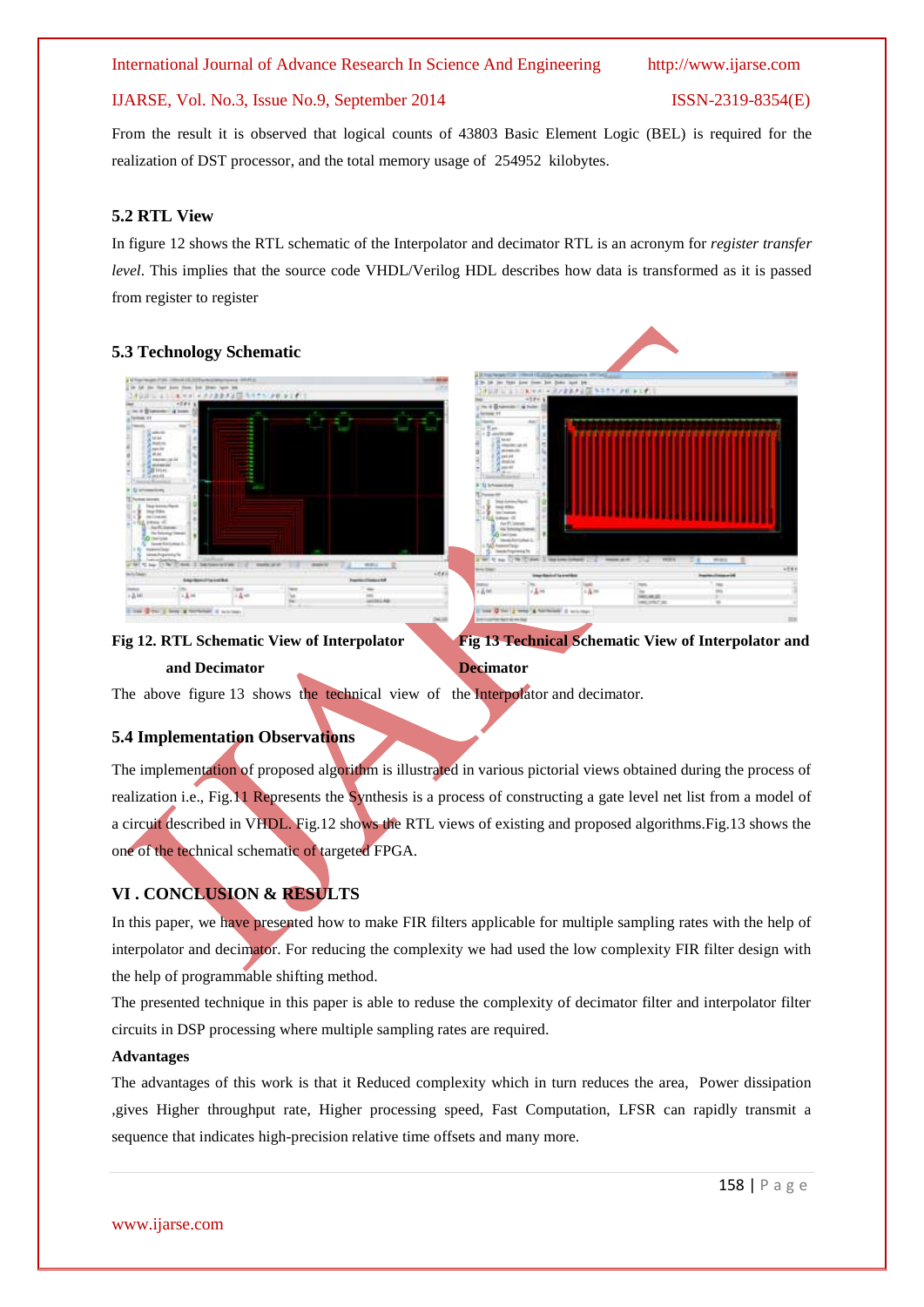From the result it is observed that logical counts of 43803 Basic Element Logic (BEL) is required for the realization of DST processor, and the total memory usage of 254952 kilobytes.

### 5.2 RTL View

In figure 12 shows the RTL schematic of the Interpolator and decimator RTL is an acronym for *register transfer level*. This implies that the source code VHDL/Verilog HDL describes how data is transformed as it is passed from register to register

### 5.3 Technology Schematic

**Fig 12. RTL Schematic View of Interpolator and Decimator**

**Fig 13 Technical Schematic View of Interpolator and Decimator**

The above figure 13 shows the technical view of the Interpolator and decimator.

### 5.4 Implementation Observations

The implementation of proposed algorithm is illustrated in various pictorial views obtained during the process of realization i.e., Fig.11 Represents the Synthesis is a process of constructing a gate level net list from a model of a circuit described in VHDL. Fig.12 shows the RTL views of existing and proposed algorithms.Fig.13 shows the one of the technical schematic of targeted FPGA.

## VI . CONCLUSION & RESULTS

In this paper, we have presented how to make FIR filters applicable for multiple sampling rates with the help of interpolator and decimator. For reducing the complexity we had used the low complexity FIR filter design with the help of programmable shifting method.

The presented technique in this paper is able to reduse the complexity of decimator filter and interpolator filter circuits in DSP processing where multiple sampling rates are required.

**Advantages**

The advantages of this work is that it Reduced complexity which in turn reduces the area, Power dissipation ,gives Higher throughput rate, Higher processing speed, Fast Computation, LFSR can rapidly transmit a sequence that indicates high-precision relative time offsets and many more.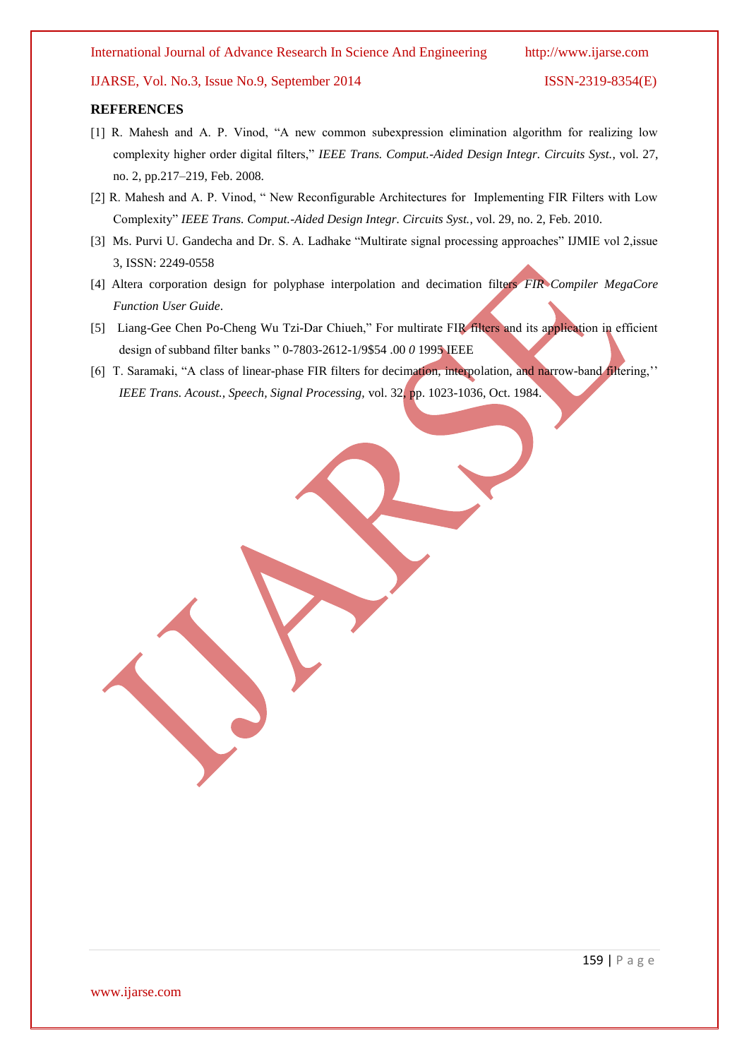## REFERENCES

[1] R. Mahesh and A. P. Vinod, "A new common subexpression elimination algorithm for realizing low complexity higher order digital filters," *IEEE Trans. Comput.-Aided Design Integr. Circuits Syst.*, vol. 27, no. 2, pp.217–219, Feb. 2008.

[2] R. Mahesh and A. P. Vinod, " New Reconfigurable Architectures for Implementing FIR Filters with Low Complexity" *IEEE Trans. Comput.-Aided Design Integr. Circuits Syst.*, vol. 29, no. 2, Feb. 2010.

[3] Ms. Purvi U. Gandecha and Dr. S. A. Ladhake "Multirate signal processing approaches" IJMIE vol 2,issue 3, ISSN: 2249-0558

[4] Altera corporation design for polyphase interpolation and decimation filters *FIR Compiler MegaCore Function User Guide*.

[5] Liang-Gee Chen Po-Cheng Wu Tzi-Dar Chiueh," For multirate FIR filters and its application in efficient design of subband filter banks " 0-7803-2612-1/9$54 .00 *0* 1995 IEEE

[6] T. Saramaki, "A class of linear-phase FIR filters for decimation, interpolation, and narrow-band filtering,'' *IEEE Trans. Acoust., Speech, Signal Processing*, vol. 32, pp. 1023-1036, Oct. 1984.